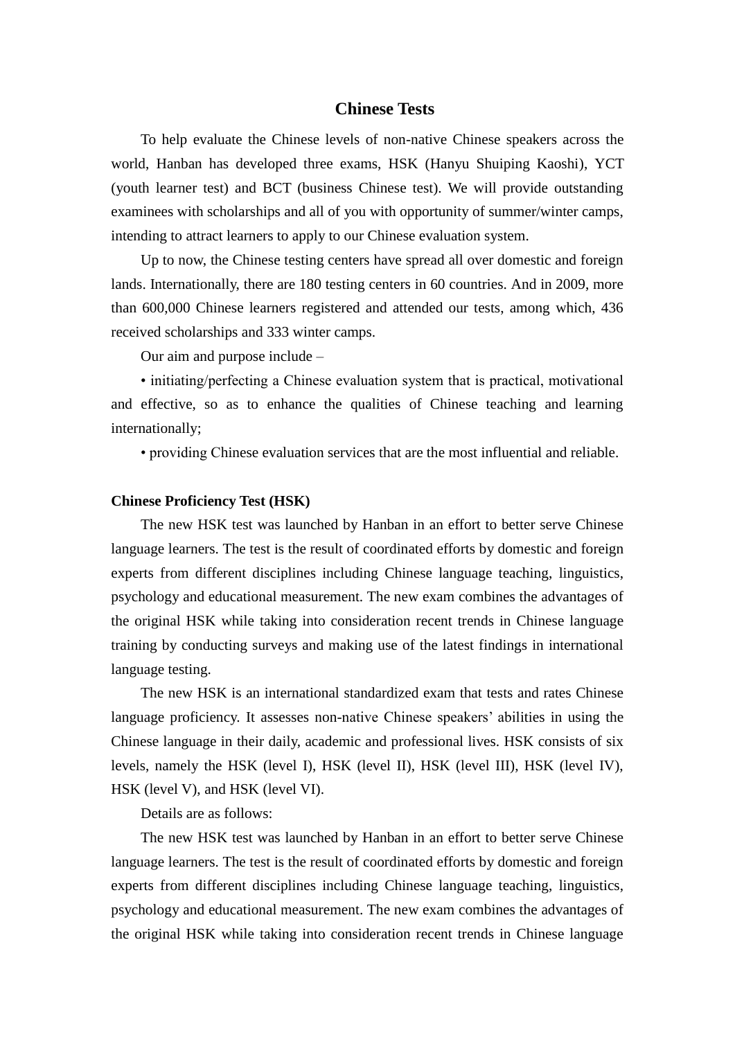# Chinese Tests

To help evaluate the Chinese levels of non-native Chinese speakers across the world, Hanban has developed three exams, HSK (Hanyu Shuiping Kaoshi), YCT (youth learner test) and BCT (business Chinese test). We will provide outstanding examinees with scholarships and all of you with opportunity of summer/winter camps, intending to attract learners to apply to our Chinese evaluation system.

Up to now, the Chinese testing centers have spread all over domestic and foreign lands. Internationally, there are 180 testing centers in 60 countries. And in 2009, more than 600,000 Chinese learners registered and attended our tests, among which, 436 received scholarships and 333 winter camps.

Our aim and purpose include –

• initiating/perfecting a Chinese evaluation system that is practical, motivational and effective, so as to enhance the qualities of Chinese teaching and learning internationally;

• providing Chinese evaluation services that are the most influential and reliable.

**Chinese Proficiency Test (HSK)**

The new HSK test was launched by Hanban in an effort to better serve Chinese language learners. The test is the result of coordinated efforts by domestic and foreign experts from different disciplines including Chinese language teaching, linguistics, psychology and educational measurement. The new exam combines the advantages of the original HSK while taking into consideration recent trends in Chinese language training by conducting surveys and making use of the latest findings in international language testing.

The new HSK is an international standardized exam that tests and rates Chinese language proficiency. It assesses non-native Chinese speakers' abilities in using the Chinese language in their daily, academic and professional lives. HSK consists of six levels, namely the HSK (level I), HSK (level II), HSK (level III), HSK (level IV), HSK (level V), and HSK (level VI).

Details are as follows:

The new HSK test was launched by Hanban in an effort to better serve Chinese language learners. The test is the result of coordinated efforts by domestic and foreign experts from different disciplines including Chinese language teaching, linguistics, psychology and educational measurement. The new exam combines the advantages of the original HSK while taking into consideration recent trends in Chinese language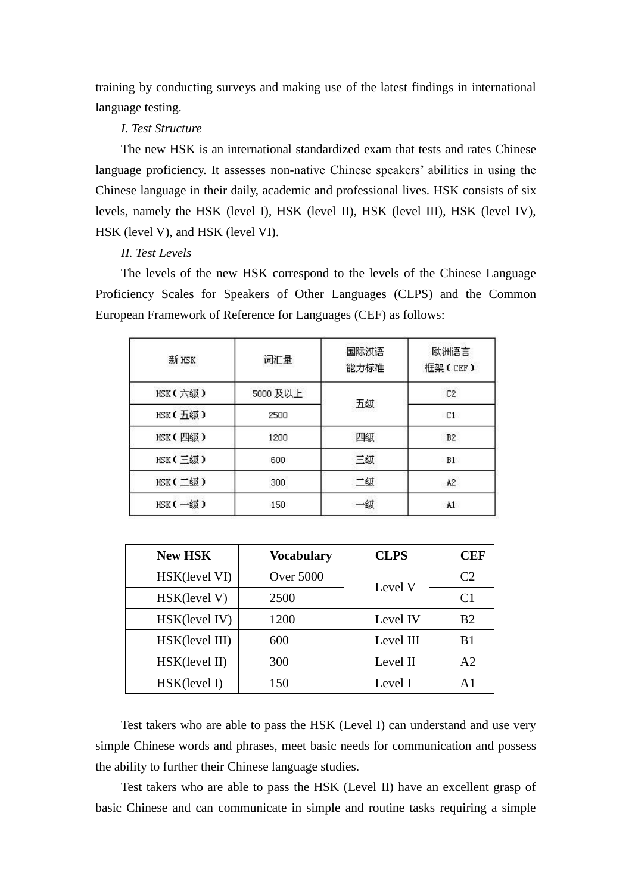training by conducting surveys and making use of the latest findings in international language testing.

*I. Test Structure*

The new HSK is an international standardized exam that tests and rates Chinese language proficiency. It assesses non-native Chinese speakers' abilities in using the Chinese language in their daily, academic and professional lives. HSK consists of six levels, namely the HSK (level I), HSK (level II), HSK (level III), HSK (level IV), HSK (level V), and HSK (level VI).

*II. Test Levels*

The levels of the new HSK correspond to the levels of the Chinese Language Proficiency Scales for Speakers of Other Languages (CLPS) and the Common European Framework of Reference for Languages (CEF) as follows:

| 新 HSK | 词汇量 | 国际汉语能力标准 | 欧洲语言框架（CEF） |
|---|---|---|---|
| HSK（六级） | 5000 及以上 | 五级 | C2 |
| HSK（五级） | 2500 | | C1 |
| HSK（四级） | 1200 | 四级 | B2 |
| HSK（三级） | 600 | 三级 | B1 |
| HSK（二级） | 300 | 二级 | A2 |
| HSK（一级） | 150 | 一级 | A1 |

| New HSK | Vocabulary | CLPS | CEF |
|---|---|---|---|
| HSK(level VI) | Over 5000 | Level V | C2 |
| HSK(level V) | 2500 | | C1 |
| HSK(level IV) | 1200 | Level IV | B2 |
| HSK(level III) | 600 | Level III | B1 |
| HSK(level II) | 300 | Level II | A2 |
| HSK(level I) | 150 | Level I | A1 |

Test takers who are able to pass the HSK (Level I) can understand and use very simple Chinese words and phrases, meet basic needs for communication and possess the ability to further their Chinese language studies.

Test takers who are able to pass the HSK (Level II) have an excellent grasp of basic Chinese and can communicate in simple and routine tasks requiring a simple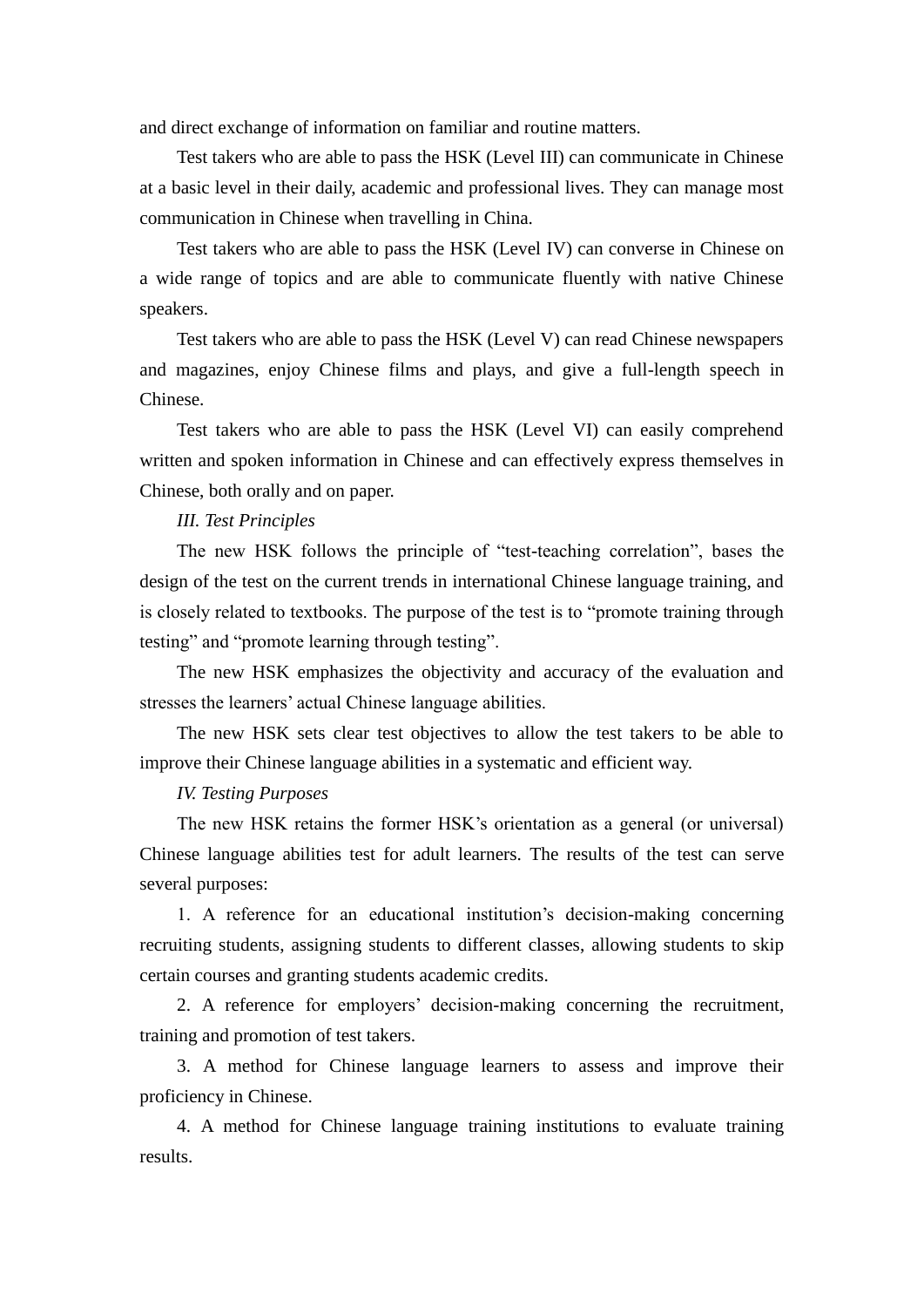and direct exchange of information on familiar and routine matters.

Test takers who are able to pass the HSK (Level III) can communicate in Chinese at a basic level in their daily, academic and professional lives. They can manage most communication in Chinese when travelling in China.

Test takers who are able to pass the HSK (Level IV) can converse in Chinese on a wide range of topics and are able to communicate fluently with native Chinese speakers.

Test takers who are able to pass the HSK (Level V) can read Chinese newspapers and magazines, enjoy Chinese films and plays, and give a full-length speech in Chinese.

Test takers who are able to pass the HSK (Level VI) can easily comprehend written and spoken information in Chinese and can effectively express themselves in Chinese, both orally and on paper.

*III. Test Principles*

The new HSK follows the principle of "test-teaching correlation", bases the design of the test on the current trends in international Chinese language training, and is closely related to textbooks. The purpose of the test is to "promote training through testing" and "promote learning through testing".

The new HSK emphasizes the objectivity and accuracy of the evaluation and stresses the learners' actual Chinese language abilities.

The new HSK sets clear test objectives to allow the test takers to be able to improve their Chinese language abilities in a systematic and efficient way.

*IV. Testing Purposes*

The new HSK retains the former HSK's orientation as a general (or universal) Chinese language abilities test for adult learners. The results of the test can serve several purposes:

1. A reference for an educational institution's decision-making concerning recruiting students, assigning students to different classes, allowing students to skip certain courses and granting students academic credits.

2. A reference for employers' decision-making concerning the recruitment, training and promotion of test takers.

3. A method for Chinese language learners to assess and improve their proficiency in Chinese.

4. A method for Chinese language training institutions to evaluate training results.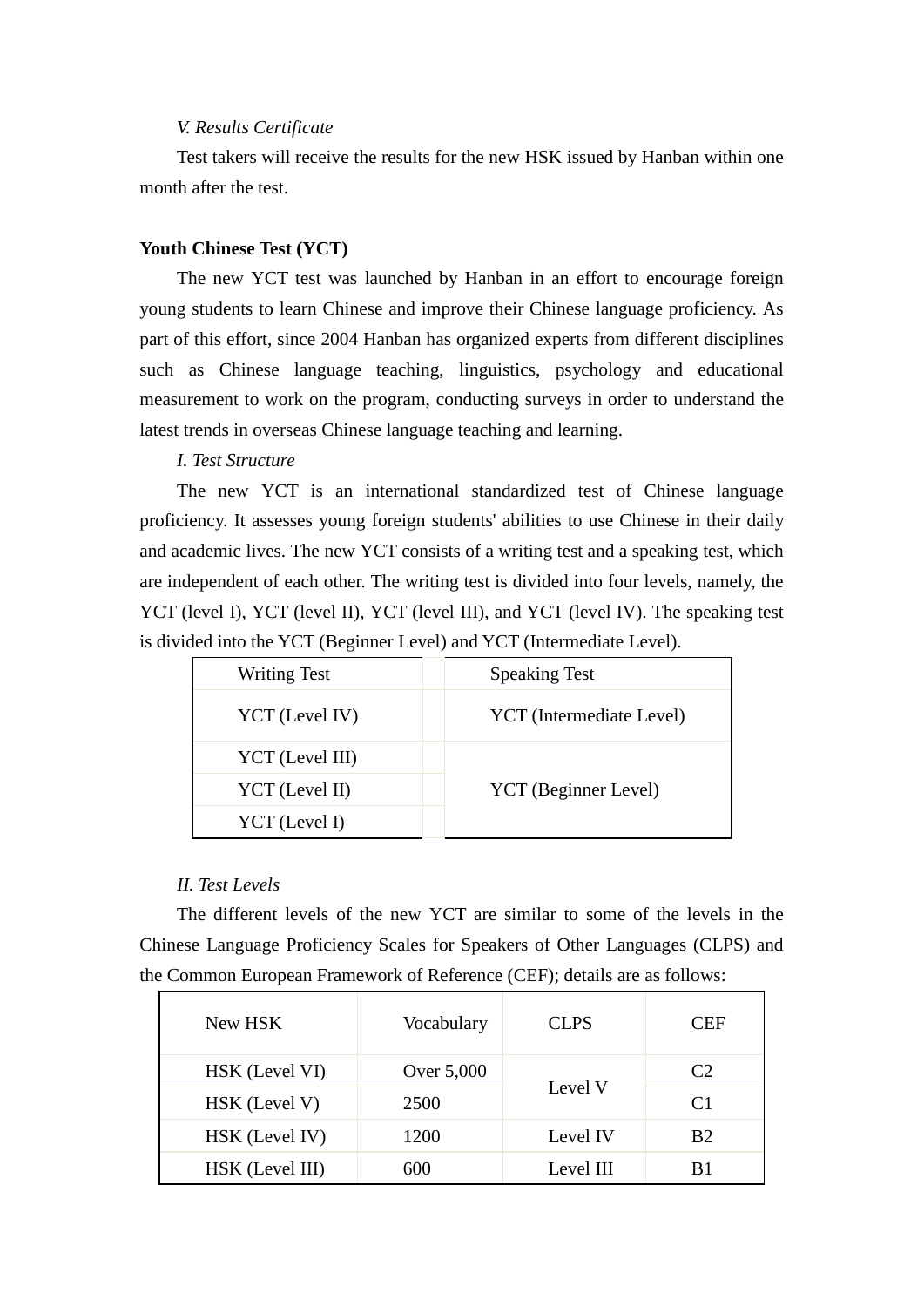*V. Results Certificate*

Test takers will receive the results for the new HSK issued by Hanban within one month after the test.

**Youth Chinese Test (YCT)**

The new YCT test was launched by Hanban in an effort to encourage foreign young students to learn Chinese and improve their Chinese language proficiency. As part of this effort, since 2004 Hanban has organized experts from different disciplines such as Chinese language teaching, linguistics, psychology and educational measurement to work on the program, conducting surveys in order to understand the latest trends in overseas Chinese language teaching and learning.

*I. Test Structure*

The new YCT is an international standardized test of Chinese language proficiency. It assesses young foreign students' abilities to use Chinese in their daily and academic lives. The new YCT consists of a writing test and a speaking test, which are independent of each other. The writing test is divided into four levels, namely, the YCT (level I), YCT (level II), YCT (level III), and YCT (level IV). The speaking test is divided into the YCT (Beginner Level) and YCT (Intermediate Level).

| Writing Test | Speaking Test |
|---|---|
| YCT (Level IV) | YCT (Intermediate Level) |
| YCT (Level III) | YCT (Beginner Level) |
| YCT (Level II) | |
| YCT (Level I) | |

*II. Test Levels*

The different levels of the new YCT are similar to some of the levels in the Chinese Language Proficiency Scales for Speakers of Other Languages (CLPS) and the Common European Framework of Reference (CEF); details are as follows:

| New HSK | Vocabulary | CLPS | CEF |
|---|---|---|---|
| HSK (Level VI) | Over 5,000 | Level V | C2 |
| HSK (Level V) | 2500 | | C1 |
| HSK (Level IV) | 1200 | Level IV | B2 |
| HSK (Level III) | 600 | Level III | B1 |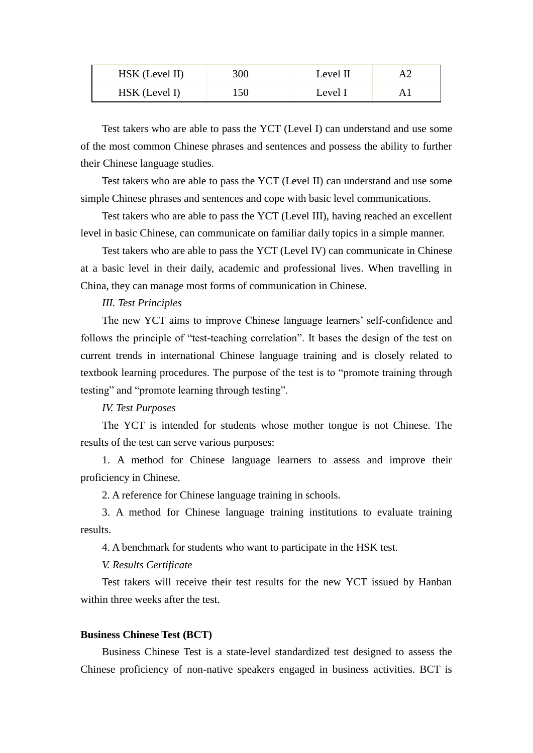| HSK (Level II) | 300 | Level II | A2 |
|---|---|---|---|
| HSK (Level I) | 150 | Level I | A1 |

Test takers who are able to pass the YCT (Level I) can understand and use some of the most common Chinese phrases and sentences and possess the ability to further their Chinese language studies.

Test takers who are able to pass the YCT (Level II) can understand and use some simple Chinese phrases and sentences and cope with basic level communications.

Test takers who are able to pass the YCT (Level III), having reached an excellent level in basic Chinese, can communicate on familiar daily topics in a simple manner.

Test takers who are able to pass the YCT (Level IV) can communicate in Chinese at a basic level in their daily, academic and professional lives. When travelling in China, they can manage most forms of communication in Chinese.

*III. Test Principles*

The new YCT aims to improve Chinese language learners' self-confidence and follows the principle of "test-teaching correlation". It bases the design of the test on current trends in international Chinese language training and is closely related to textbook learning procedures. The purpose of the test is to "promote training through testing" and "promote learning through testing".

*IV. Test Purposes*

The YCT is intended for students whose mother tongue is not Chinese. The results of the test can serve various purposes:

1. A method for Chinese language learners to assess and improve their proficiency in Chinese.
2. A reference for Chinese language training in schools.
3. A method for Chinese language training institutions to evaluate training results.
4. A benchmark for students who want to participate in the HSK test.

*V. Results Certificate*

Test takers will receive their test results for the new YCT issued by Hanban within three weeks after the test.

**Business Chinese Test (BCT)**

Business Chinese Test is a state-level standardized test designed to assess the Chinese proficiency of non-native speakers engaged in business activities. BCT is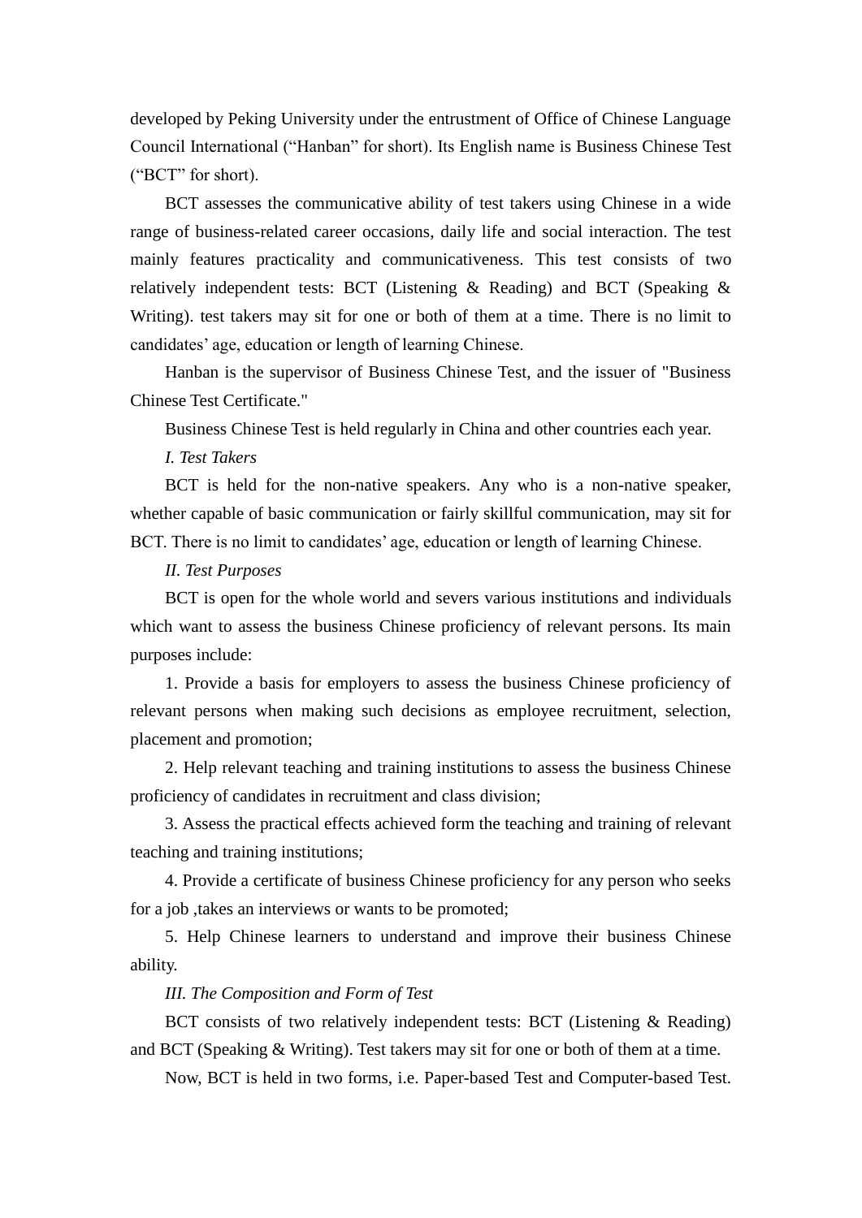developed by Peking University under the entrustment of Office of Chinese Language Council International ("Hanban" for short). Its English name is Business Chinese Test ("BCT" for short).

BCT assesses the communicative ability of test takers using Chinese in a wide range of business-related career occasions, daily life and social interaction. The test mainly features practicality and communicativeness. This test consists of two relatively independent tests: BCT (Listening & Reading) and BCT (Speaking & Writing). test takers may sit for one or both of them at a time. There is no limit to candidates' age, education or length of learning Chinese.

Hanban is the supervisor of Business Chinese Test, and the issuer of "Business Chinese Test Certificate."

Business Chinese Test is held regularly in China and other countries each year.

*I. Test Takers*

BCT is held for the non-native speakers. Any who is a non-native speaker, whether capable of basic communication or fairly skillful communication, may sit for BCT. There is no limit to candidates' age, education or length of learning Chinese.

*II. Test Purposes*

BCT is open for the whole world and severs various institutions and individuals which want to assess the business Chinese proficiency of relevant persons. Its main purposes include:

1. Provide a basis for employers to assess the business Chinese proficiency of relevant persons when making such decisions as employee recruitment, selection, placement and promotion;

2. Help relevant teaching and training institutions to assess the business Chinese proficiency of candidates in recruitment and class division;

3. Assess the practical effects achieved form the teaching and training of relevant teaching and training institutions;

4. Provide a certificate of business Chinese proficiency for any person who seeks for a job ,takes an interviews or wants to be promoted;

5. Help Chinese learners to understand and improve their business Chinese ability.

*III. The Composition and Form of Test*

BCT consists of two relatively independent tests: BCT (Listening & Reading) and BCT (Speaking & Writing). Test takers may sit for one or both of them at a time.

Now, BCT is held in two forms, i.e. Paper-based Test and Computer-based Test.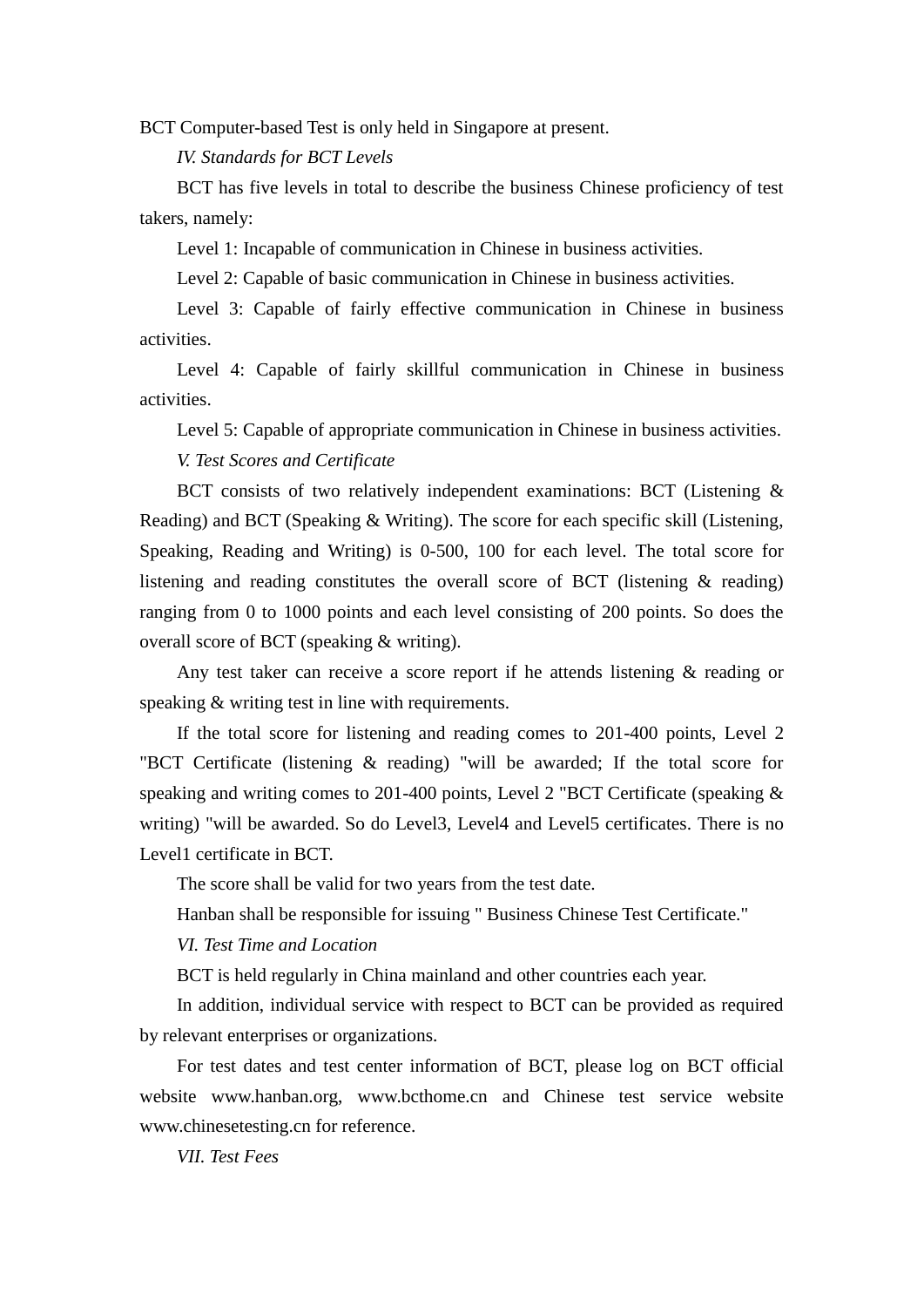BCT Computer-based Test is only held in Singapore at present.

*IV. Standards for BCT Levels*

BCT has five levels in total to describe the business Chinese proficiency of test takers, namely:

Level 1: Incapable of communication in Chinese in business activities.

Level 2: Capable of basic communication in Chinese in business activities.

Level 3: Capable of fairly effective communication in Chinese in business activities.

Level 4: Capable of fairly skillful communication in Chinese in business activities.

Level 5: Capable of appropriate communication in Chinese in business activities.

*V. Test Scores and Certificate*

BCT consists of two relatively independent examinations: BCT (Listening & Reading) and BCT (Speaking & Writing). The score for each specific skill (Listening, Speaking, Reading and Writing) is 0-500, 100 for each level. The total score for listening and reading constitutes the overall score of BCT (listening & reading) ranging from 0 to 1000 points and each level consisting of 200 points. So does the overall score of BCT (speaking & writing).

Any test taker can receive a score report if he attends listening & reading or speaking & writing test in line with requirements.

If the total score for listening and reading comes to 201-400 points, Level 2 "BCT Certificate (listening & reading) "will be awarded; If the total score for speaking and writing comes to 201-400 points, Level 2 "BCT Certificate (speaking & writing) "will be awarded. So do Level3, Level4 and Level5 certificates. There is no Level1 certificate in BCT.

The score shall be valid for two years from the test date.

Hanban shall be responsible for issuing " Business Chinese Test Certificate."

*VI. Test Time and Location*

BCT is held regularly in China mainland and other countries each year.

In addition, individual service with respect to BCT can be provided as required by relevant enterprises or organizations.

For test dates and test center information of BCT, please log on BCT official website www.hanban.org, www.bcthome.cn and Chinese test service website www.chinesetesting.cn for reference.

*VII. Test Fees*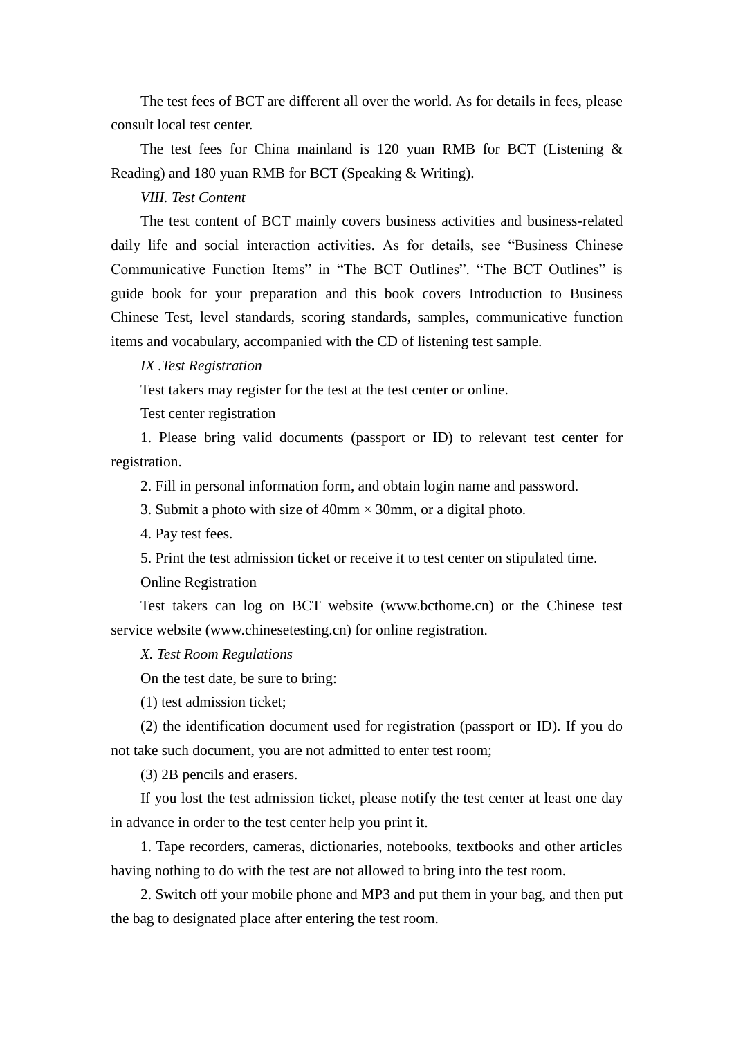The test fees of BCT are different all over the world. As for details in fees, please consult local test center.

The test fees for China mainland is 120 yuan RMB for BCT (Listening & Reading) and 180 yuan RMB for BCT (Speaking & Writing).

*VIII. Test Content*

The test content of BCT mainly covers business activities and business-related daily life and social interaction activities. As for details, see "Business Chinese Communicative Function Items" in "The BCT Outlines". "The BCT Outlines" is guide book for your preparation and this book covers Introduction to Business Chinese Test, level standards, scoring standards, samples, communicative function items and vocabulary, accompanied with the CD of listening test sample.

*IX .Test Registration*

Test takers may register for the test at the test center or online.

Test center registration

1. Please bring valid documents (passport or ID) to relevant test center for registration.
2. Fill in personal information form, and obtain login name and password.
3. Submit a photo with size of 40mm × 30mm, or a digital photo.
4. Pay test fees.
5. Print the test admission ticket or receive it to test center on stipulated time.

Online Registration

Test takers can log on BCT website (www.bcthome.cn) or the Chinese test service website (www.chinesetesting.cn) for online registration.

*X. Test Room Regulations*

On the test date, be sure to bring:

(1) test admission ticket;

(2) the identification document used for registration (passport or ID). If you do not take such document, you are not admitted to enter test room;

(3) 2B pencils and erasers.

If you lost the test admission ticket, please notify the test center at least one day in advance in order to the test center help you print it.

1. Tape recorders, cameras, dictionaries, notebooks, textbooks and other articles having nothing to do with the test are not allowed to bring into the test room.
2. Switch off your mobile phone and MP3 and put them in your bag, and then put the bag to designated place after entering the test room.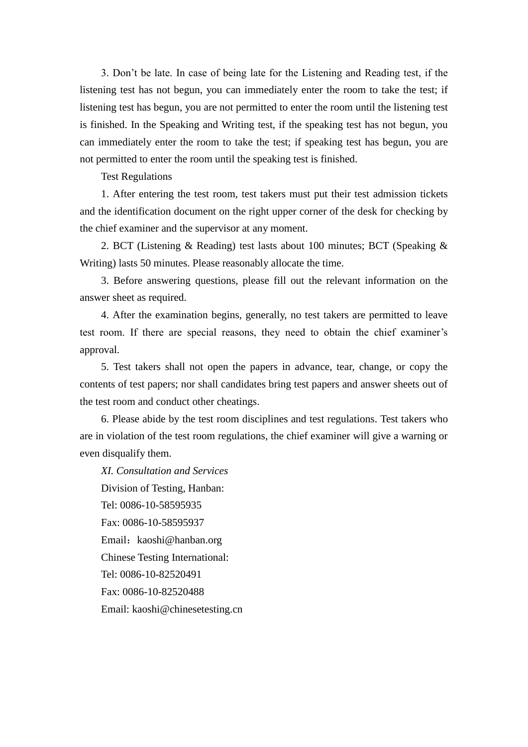3. Don't be late. In case of being late for the Listening and Reading test, if the listening test has not begun, you can immediately enter the room to take the test; if listening test has begun, you are not permitted to enter the room until the listening test is finished. In the Speaking and Writing test, if the speaking test has not begun, you can immediately enter the room to take the test; if speaking test has begun, you are not permitted to enter the room until the speaking test is finished.

Test Regulations

1. After entering the test room, test takers must put their test admission tickets and the identification document on the right upper corner of the desk for checking by the chief examiner and the supervisor at any moment.

2. BCT (Listening & Reading) test lasts about 100 minutes; BCT (Speaking & Writing) lasts 50 minutes. Please reasonably allocate the time.

3. Before answering questions, please fill out the relevant information on the answer sheet as required.

4. After the examination begins, generally, no test takers are permitted to leave test room. If there are special reasons, they need to obtain the chief examiner's approval.

5. Test takers shall not open the papers in advance, tear, change, or copy the contents of test papers; nor shall candidates bring test papers and answer sheets out of the test room and conduct other cheatings.

6. Please abide by the test room disciplines and test regulations. Test takers who are in violation of the test room regulations, the chief examiner will give a warning or even disqualify them.

*XI. Consultation and Services*

Division of Testing, Hanban:

Tel: 0086-10-58595935

Fax: 0086-10-58595937

Email：kaoshi@hanban.org

Chinese Testing International:

Tel: 0086-10-82520491

Fax: 0086-10-82520488

Email: kaoshi@chinesetesting.cn